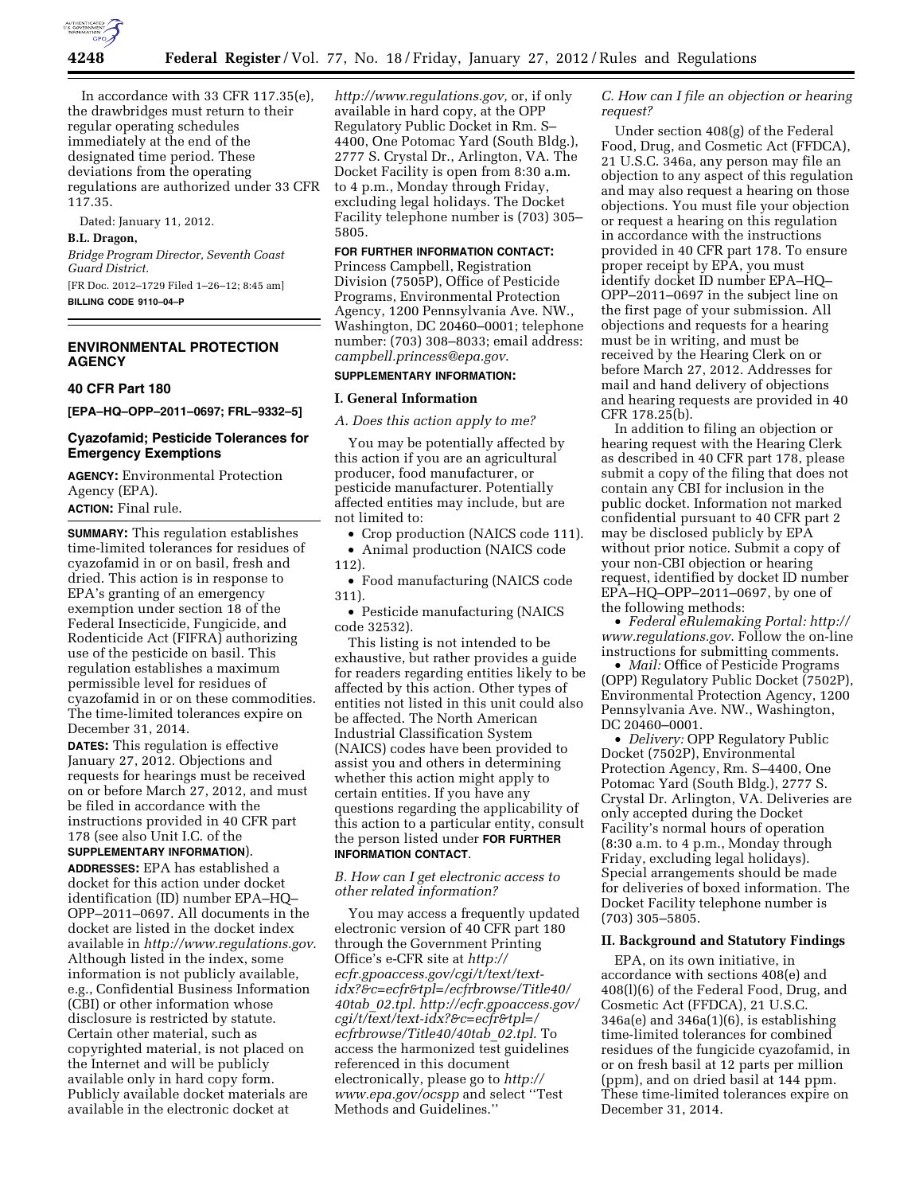In accordance with 33 CFR 117.35(e), the drawbridges must return to their regular operating schedules immediately at the end of the designated time period. These deviations from the operating regulations are authorized under 33 CFR 117.35.

Dated: January 11, 2012.

**B.L. Dragon,**

*Bridge Program Director, Seventh Coast Guard District.*

[FR Doc. 2012–1729 Filed 1–26–12; 8:45 am]

**BILLING CODE 9110–04–P**

---

## ENVIRONMENTAL PROTECTION AGENCY

### 40 CFR Part 180

**[EPA–HQ–OPP–2011–0697; FRL–9332–5]**

### Cyazofamid; Pesticide Tolerances for Emergency Exemptions

**AGENCY:** Environmental Protection Agency (EPA).

**ACTION:** Final rule.

**SUMMARY:** This regulation establishes time-limited tolerances for residues of cyazofamid in or on basil, fresh and dried. This action is in response to EPA's granting of an emergency exemption under section 18 of the Federal Insecticide, Fungicide, and Rodenticide Act (FIFRA) authorizing use of the pesticide on basil. This regulation establishes a maximum permissible level for residues of cyazofamid in or on these commodities. The time-limited tolerances expire on December 31, 2014.

**DATES:** This regulation is effective January 27, 2012. Objections and requests for hearings must be received on or before March 27, 2012, and must be filed in accordance with the instructions provided in 40 CFR part 178 (see also Unit I.C. of the **SUPPLEMENTARY INFORMATION**).

**ADDRESSES:** EPA has established a docket for this action under docket identification (ID) number EPA–HQ–OPP–2011–0697. All documents in the docket are listed in the docket index available in *http://www.regulations.gov*. Although listed in the index, some information is not publicly available, e.g., Confidential Business Information (CBI) or other information whose disclosure is restricted by statute. Certain other material, such as copyrighted material, is not placed on the Internet and will be publicly available only in hard copy form. Publicly available docket materials are available in the electronic docket at *http://www.regulations.gov,* or, if only available in hard copy, at the OPP Regulatory Public Docket in Rm. S–4400, One Potomac Yard (South Bldg.), 2777 S. Crystal Dr., Arlington, VA. The Docket Facility is open from 8:30 a.m. to 4 p.m., Monday through Friday, excluding legal holidays. The Docket Facility telephone number is (703) 305–5805.

**FOR FURTHER INFORMATION CONTACT:** Princess Campbell, Registration Division (7505P), Office of Pesticide Programs, Environmental Protection Agency, 1200 Pennsylvania Ave. NW., Washington, DC 20460–0001; telephone number: (703) 308–8033; email address: *campbell.princess@epa.gov*.

**SUPPLEMENTARY INFORMATION:**

#### I. General Information

*A. Does this action apply to me?*

You may be potentially affected by this action if you are an agricultural producer, food manufacturer, or pesticide manufacturer. Potentially affected entities may include, but are not limited to:

- Crop production (NAICS code 111).
- Animal production (NAICS code 112).
- Food manufacturing (NAICS code 311).
- Pesticide manufacturing (NAICS code 32532).

This listing is not intended to be exhaustive, but rather provides a guide for readers regarding entities likely to be affected by this action. Other types of entities not listed in this unit could also be affected. The North American Industrial Classification System (NAICS) codes have been provided to assist you and others in determining whether this action might apply to certain entities. If you have any questions regarding the applicability of this action to a particular entity, consult the person listed under **FOR FURTHER INFORMATION CONTACT**.

*B. How can I get electronic access to other related information?*

You may access a frequently updated electronic version of 40 CFR part 180 through the Government Printing Office's e-CFR site at *http://ecfr.gpoaccess.gov/cgi/t/text/text-idx?&c=ecfr&tpl=/ecfrbrowse/Title40/40tab_02.tpl. http://ecfr.gpoaccess.gov/cgi/t/text/text-idx?&c=ecfr&tpl=/ecfrbrowse/Title40/40tab_02.tpl.* To access the harmonized test guidelines referenced in this document electronically, please go to *http://www.epa.gov/ocspp* and select ''Test Methods and Guidelines.''

*C. How can I file an objection or hearing request?*

Under section 408(g) of the Federal Food, Drug, and Cosmetic Act (FFDCA), 21 U.S.C. 346a, any person may file an objection to any aspect of this regulation and may also request a hearing on those objections. You must file your objection or request a hearing on this regulation in accordance with the instructions provided in 40 CFR part 178. To ensure proper receipt by EPA, you must identify docket ID number EPA–HQ–OPP–2011–0697 in the subject line on the first page of your submission. All objections and requests for a hearing must be in writing, and must be received by the Hearing Clerk on or before March 27, 2012. Addresses for mail and hand delivery of objections and hearing requests are provided in 40 CFR 178.25(b).

In addition to filing an objection or hearing request with the Hearing Clerk as described in 40 CFR part 178, please submit a copy of the filing that does not contain any CBI for inclusion in the public docket. Information not marked confidential pursuant to 40 CFR part 2 may be disclosed publicly by EPA without prior notice. Submit a copy of your non-CBI objection or hearing request, identified by docket ID number EPA–HQ–OPP–2011–0697, by one of the following methods:

- *Federal eRulemaking Portal: http://www.regulations.gov*. Follow the on-line instructions for submitting comments.
- *Mail:* Office of Pesticide Programs (OPP) Regulatory Public Docket (7502P), Environmental Protection Agency, 1200 Pennsylvania Ave. NW., Washington, DC 20460–0001.
- *Delivery:* OPP Regulatory Public Docket (7502P), Environmental Protection Agency, Rm. S–4400, One Potomac Yard (South Bldg.), 2777 S. Crystal Dr. Arlington, VA. Deliveries are only accepted during the Docket Facility's normal hours of operation (8:30 a.m. to 4 p.m., Monday through Friday, excluding legal holidays). Special arrangements should be made for deliveries of boxed information. The Docket Facility telephone number is (703) 305–5805.

#### II. Background and Statutory Findings

EPA, on its own initiative, in accordance with sections 408(e) and 408(l)(6) of the Federal Food, Drug, and Cosmetic Act (FFDCA), 21 U.S.C. 346a(e) and 346a(1)(6), is establishing time-limited tolerances for combined residues of the fungicide cyazofamid, in or on fresh basil at 12 parts per million (ppm), and on dried basil at 144 ppm. These time-limited tolerances expire on December 31, 2014.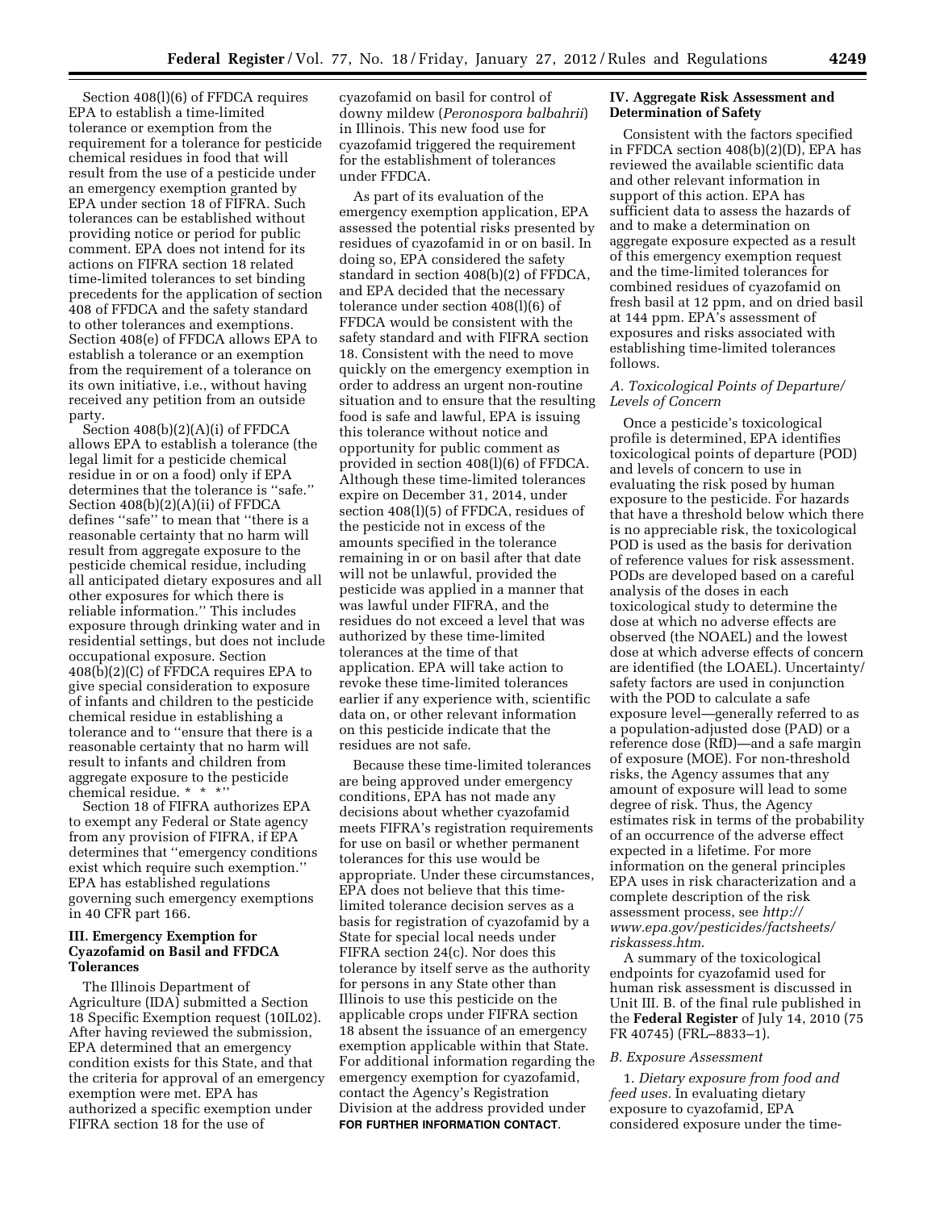Section 408(l)(6) of FFDCA requires EPA to establish a time-limited tolerance or exemption from the requirement for a tolerance for pesticide chemical residues in food that will result from the use of a pesticide under an emergency exemption granted by EPA under section 18 of FIFRA. Such tolerances can be established without providing notice or period for public comment. EPA does not intend for its actions on FIFRA section 18 related time-limited tolerances to set binding precedents for the application of section 408 of FFDCA and the safety standard to other tolerances and exemptions. Section 408(e) of FFDCA allows EPA to establish a tolerance or an exemption from the requirement of a tolerance on its own initiative, i.e., without having received any petition from an outside party.

Section 408(b)(2)(A)(i) of FFDCA allows EPA to establish a tolerance (the legal limit for a pesticide chemical residue in or on a food) only if EPA determines that the tolerance is ''safe.'' Section 408(b)(2)(A)(ii) of FFDCA defines ''safe'' to mean that ''there is a reasonable certainty that no harm will result from aggregate exposure to the pesticide chemical residue, including all anticipated dietary exposures and all other exposures for which there is reliable information.'' This includes exposure through drinking water and in residential settings, but does not include occupational exposure. Section 408(b)(2)(C) of FFDCA requires EPA to give special consideration to exposure of infants and children to the pesticide chemical residue in establishing a tolerance and to ''ensure that there is a reasonable certainty that no harm will result to infants and children from aggregate exposure to the pesticide chemical residue. * * *''

Section 18 of FIFRA authorizes EPA to exempt any Federal or State agency from any provision of FIFRA, if EPA determines that ''emergency conditions exist which require such exemption.'' EPA has established regulations governing such emergency exemptions in 40 CFR part 166.

## III. Emergency Exemption for Cyazofamid on Basil and FFDCA Tolerances

The Illinois Department of Agriculture (IDA) submitted a Section 18 Specific Exemption request (10IL02). After having reviewed the submission, EPA determined that an emergency condition exists for this State, and that the criteria for approval of an emergency exemption were met. EPA has authorized a specific exemption under FIFRA section 18 for the use of cyazofamid on basil for control of downy mildew (*Peronospora balbahrii*) in Illinois. This new food use for cyazofamid triggered the requirement for the establishment of tolerances under FFDCA.

As part of its evaluation of the emergency exemption application, EPA assessed the potential risks presented by residues of cyazofamid in or on basil. In doing so, EPA considered the safety standard in section 408(b)(2) of FFDCA, and EPA decided that the necessary tolerance under section 408(l)(6) of FFDCA would be consistent with the safety standard and with FIFRA section 18. Consistent with the need to move quickly on the emergency exemption in order to address an urgent non-routine situation and to ensure that the resulting food is safe and lawful, EPA is issuing this tolerance without notice and opportunity for public comment as provided in section 408(l)(6) of FFDCA. Although these time-limited tolerances expire on December 31, 2014, under section 408(l)(5) of FFDCA, residues of the pesticide not in excess of the amounts specified in the tolerance remaining in or on basil after that date will not be unlawful, provided the pesticide was applied in a manner that was lawful under FIFRA, and the residues do not exceed a level that was authorized by these time-limited tolerances at the time of that application. EPA will take action to revoke these time-limited tolerances earlier if any experience with, scientific data on, or other relevant information on this pesticide indicate that the residues are not safe.

Because these time-limited tolerances are being approved under emergency conditions, EPA has not made any decisions about whether cyazofamid meets FIFRA's registration requirements for use on basil or whether permanent tolerances for this use would be appropriate. Under these circumstances, EPA does not believe that this time-limited tolerance decision serves as a basis for registration of cyazofamid by a State for special local needs under FIFRA section 24(c). Nor does this tolerance by itself serve as the authority for persons in any State other than Illinois to use this pesticide on the applicable crops under FIFRA section 18 absent the issuance of an emergency exemption applicable within that State. For additional information regarding the emergency exemption for cyazofamid, contact the Agency's Registration Division at the address provided under **FOR FURTHER INFORMATION CONTACT**.

## IV. Aggregate Risk Assessment and Determination of Safety

Consistent with the factors specified in FFDCA section 408(b)(2)(D), EPA has reviewed the available scientific data and other relevant information in support of this action. EPA has sufficient data to assess the hazards of and to make a determination on aggregate exposure expected as a result of this emergency exemption request and the time-limited tolerances for combined residues of cyazofamid on fresh basil at 12 ppm, and on dried basil at 144 ppm. EPA's assessment of exposures and risks associated with establishing time-limited tolerances follows.

### *A. Toxicological Points of Departure/Levels of Concern*

Once a pesticide's toxicological profile is determined, EPA identifies toxicological points of departure (POD) and levels of concern to use in evaluating the risk posed by human exposure to the pesticide. For hazards that have a threshold below which there is no appreciable risk, the toxicological POD is used as the basis for derivation of reference values for risk assessment. PODs are developed based on a careful analysis of the doses in each toxicological study to determine the dose at which no adverse effects are observed (the NOAEL) and the lowest dose at which adverse effects of concern are identified (the LOAEL). Uncertainty/safety factors are used in conjunction with the POD to calculate a safe exposure level—generally referred to as a population-adjusted dose (PAD) or a reference dose (RfD)—and a safe margin of exposure (MOE). For non-threshold risks, the Agency assumes that any amount of exposure will lead to some degree of risk. Thus, the Agency estimates risk in terms of the probability of an occurrence of the adverse effect expected in a lifetime. For more information on the general principles EPA uses in risk characterization and a complete description of the risk assessment process, see *http://www.epa.gov/pesticides/factsheets/riskassess.htm*.

A summary of the toxicological endpoints for cyazofamid used for human risk assessment is discussed in Unit III. B. of the final rule published in the **Federal Register** of July 14, 2010 (75 FR 40745) (FRL–8833–1).

### *B. Exposure Assessment*

1. *Dietary exposure from food and feed uses.* In evaluating dietary exposure to cyazofamid, EPA considered exposure under the time-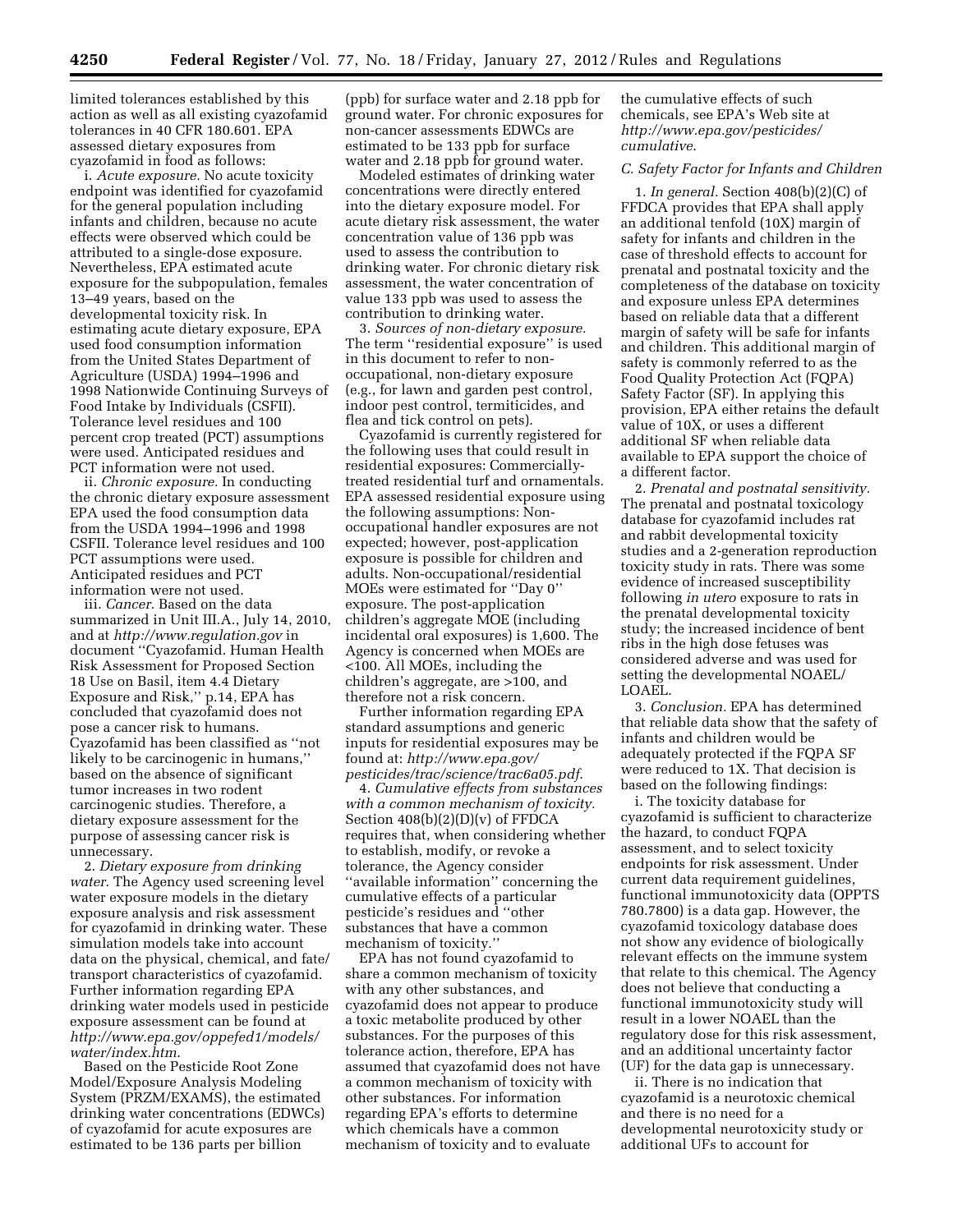limited tolerances established by this action as well as all existing cyazofamid tolerances in 40 CFR 180.601. EPA assessed dietary exposures from cyazofamid in food as follows:

i. *Acute exposure.* No acute toxicity endpoint was identified for cyazofamid for the general population including infants and children, because no acute effects were observed which could be attributed to a single-dose exposure. Nevertheless, EPA estimated acute exposure for the subpopulation, females 13–49 years, based on the developmental toxicity risk. In estimating acute dietary exposure, EPA used food consumption information from the United States Department of Agriculture (USDA) 1994–1996 and 1998 Nationwide Continuing Surveys of Food Intake by Individuals (CSFII). Tolerance level residues and 100 percent crop treated (PCT) assumptions were used. Anticipated residues and PCT information were not used.

ii. *Chronic exposure.* In conducting the chronic dietary exposure assessment EPA used the food consumption data from the USDA 1994–1996 and 1998 CSFII. Tolerance level residues and 100 PCT assumptions were used. Anticipated residues and PCT information were not used.

iii. *Cancer.* Based on the data summarized in Unit III.A., July 14, 2010, and at *http://www.regulation.gov* in document ''Cyazofamid. Human Health Risk Assessment for Proposed Section 18 Use on Basil, item 4.4 Dietary Exposure and Risk,'' p.14, EPA has concluded that cyazofamid does not pose a cancer risk to humans. Cyazofamid has been classified as ''not likely to be carcinogenic in humans,'' based on the absence of significant tumor increases in two rodent carcinogenic studies. Therefore, a dietary exposure assessment for the purpose of assessing cancer risk is unnecessary.

2. *Dietary exposure from drinking water.* The Agency used screening level water exposure models in the dietary exposure analysis and risk assessment for cyazofamid in drinking water. These simulation models take into account data on the physical, chemical, and fate/transport characteristics of cyazofamid. Further information regarding EPA drinking water models used in pesticide exposure assessment can be found at *http://www.epa.gov/oppefed1/models/water/index.htm.*

Based on the Pesticide Root Zone Model/Exposure Analysis Modeling System (PRZM/EXAMS), the estimated drinking water concentrations (EDWCs) of cyazofamid for acute exposures are estimated to be 136 parts per billion (ppb) for surface water and 2.18 ppb for ground water. For chronic exposures for non-cancer assessments EDWCs are estimated to be 133 ppb for surface water and 2.18 ppb for ground water.

Modeled estimates of drinking water concentrations were directly entered into the dietary exposure model. For acute dietary risk assessment, the water concentration value of 136 ppb was used to assess the contribution to drinking water. For chronic dietary risk assessment, the water concentration of value 133 ppb was used to assess the contribution to drinking water.

3. *Sources of non-dietary exposure.* The term ''residential exposure'' is used in this document to refer to non-occupational, non-dietary exposure (e.g., for lawn and garden pest control, indoor pest control, termiticides, and flea and tick control on pets).

Cyazofamid is currently registered for the following uses that could result in residential exposures: Commercially-treated residential turf and ornamentals. EPA assessed residential exposure using the following assumptions: Non-occupational handler exposures are not expected; however, post-application exposure is possible for children and adults. Non-occupational/residential MOEs were estimated for ''Day 0'' exposure. The post-application children's aggregate MOE (including incidental oral exposures) is 1,600. The Agency is concerned when MOEs are <100. All MOEs, including the children's aggregate, are >100, and therefore not a risk concern.

Further information regarding EPA standard assumptions and generic inputs for residential exposures may be found at: *http://www.epa.gov/pesticides/trac/science/trac6a05.pdf.*

4. *Cumulative effects from substances with a common mechanism of toxicity.* Section 408(b)(2)(D)(v) of FFDCA requires that, when considering whether to establish, modify, or revoke a tolerance, the Agency consider ''available information'' concerning the cumulative effects of a particular pesticide's residues and ''other substances that have a common mechanism of toxicity.''

EPA has not found cyazofamid to share a common mechanism of toxicity with any other substances, and cyazofamid does not appear to produce a toxic metabolite produced by other substances. For the purposes of this tolerance action, therefore, EPA has assumed that cyazofamid does not have a common mechanism of toxicity with other substances. For information regarding EPA's efforts to determine which chemicals have a common mechanism of toxicity and to evaluate the cumulative effects of such chemicals, see EPA's Web site at *http://www.epa.gov/pesticides/cumulative.*

### C. Safety Factor for Infants and Children

1. *In general.* Section 408(b)(2)(C) of FFDCA provides that EPA shall apply an additional tenfold (10X) margin of safety for infants and children in the case of threshold effects to account for prenatal and postnatal toxicity and the completeness of the database on toxicity and exposure unless EPA determines based on reliable data that a different margin of safety will be safe for infants and children. This additional margin of safety is commonly referred to as the Food Quality Protection Act (FQPA) Safety Factor (SF). In applying this provision, EPA either retains the default value of 10X, or uses a different additional SF when reliable data available to EPA support the choice of a different factor.

2. *Prenatal and postnatal sensitivity.* The prenatal and postnatal toxicology database for cyazofamid includes rat and rabbit developmental toxicity studies and a 2-generation reproduction toxicity study in rats. There was some evidence of increased susceptibility following *in utero* exposure to rats in the prenatal developmental toxicity study; the increased incidence of bent ribs in the high dose fetuses was considered adverse and was used for setting the developmental NOAEL/LOAEL.

3. *Conclusion.* EPA has determined that reliable data show that the safety of infants and children would be adequately protected if the FQPA SF were reduced to 1X. That decision is based on the following findings:

i. The toxicity database for cyazofamid is sufficient to characterize the hazard, to conduct FQPA assessment, and to select toxicity endpoints for risk assessment. Under current data requirement guidelines, functional immunotoxicity data (OPPTS 780.7800) is a data gap. However, the cyazofamid toxicology database does not show any evidence of biologically relevant effects on the immune system that relate to this chemical. The Agency does not believe that conducting a functional immunotoxicity study will result in a lower NOAEL than the regulatory dose for this risk assessment, and an additional uncertainty factor (UF) for the data gap is unnecessary.

ii. There is no indication that cyazofamid is a neurotoxic chemical and there is no need for a developmental neurotoxicity study or additional UFs to account for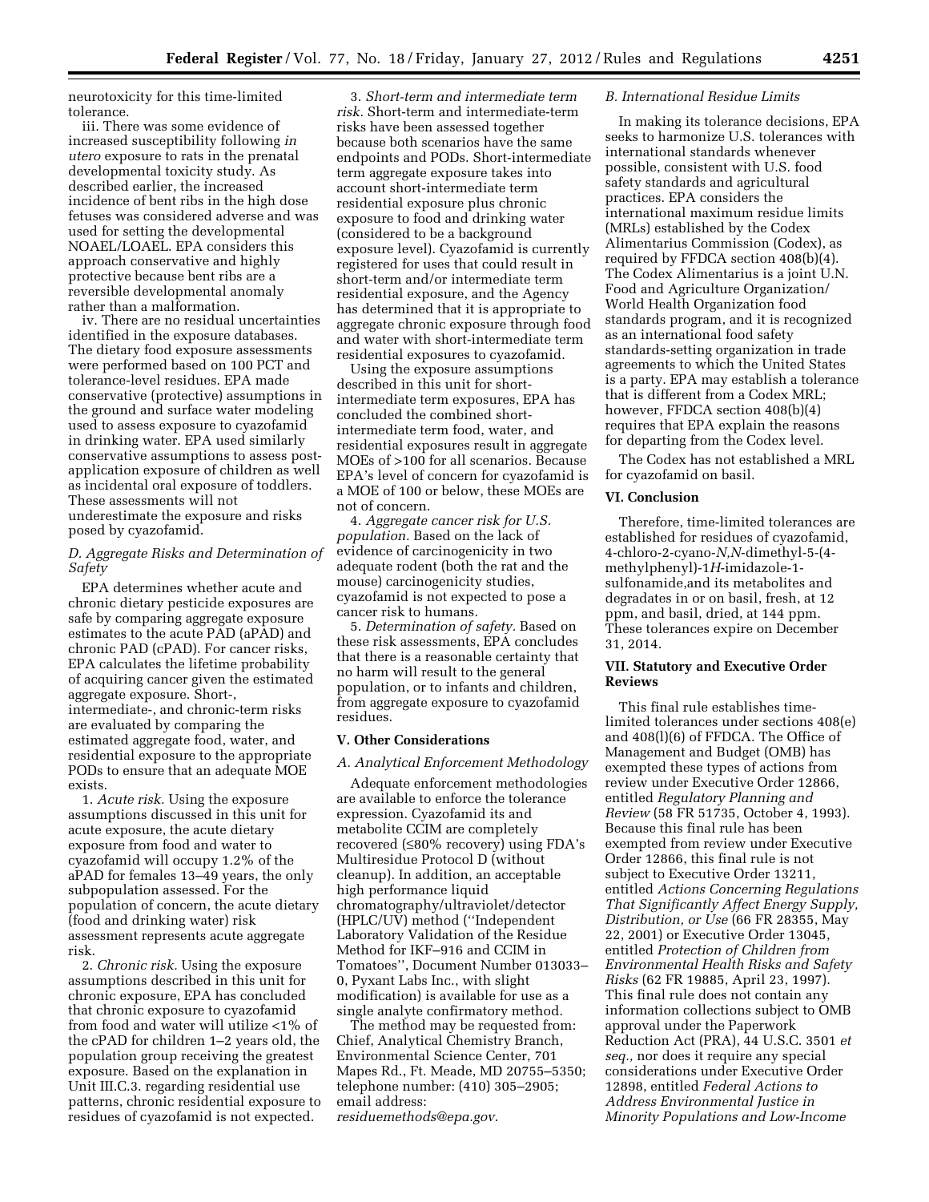neurotoxicity for this time-limited tolerance.

iii. There was some evidence of increased susceptibility following *in utero* exposure to rats in the prenatal developmental toxicity study. As described earlier, the increased incidence of bent ribs in the high dose fetuses was considered adverse and was used for setting the developmental NOAEL/LOAEL. EPA considers this approach conservative and highly protective because bent ribs are a reversible developmental anomaly rather than a malformation.

iv. There are no residual uncertainties identified in the exposure databases. The dietary food exposure assessments were performed based on 100 PCT and tolerance-level residues. EPA made conservative (protective) assumptions in the ground and surface water modeling used to assess exposure to cyazofamid in drinking water. EPA used similarly conservative assumptions to assess post-application exposure of children as well as incidental oral exposure of toddlers. These assessments will not underestimate the exposure and risks posed by cyazofamid.

### *D. Aggregate Risks and Determination of Safety*

EPA determines whether acute and chronic dietary pesticide exposures are safe by comparing aggregate exposure estimates to the acute PAD (aPAD) and chronic PAD (cPAD). For cancer risks, EPA calculates the lifetime probability of acquiring cancer given the estimated aggregate exposure. Short-, intermediate-, and chronic-term risks are evaluated by comparing the estimated aggregate food, water, and residential exposure to the appropriate PODs to ensure that an adequate MOE exists.

1. *Acute risk.* Using the exposure assumptions discussed in this unit for acute exposure, the acute dietary exposure from food and water to cyazofamid will occupy 1.2% of the aPAD for females 13–49 years, the only subpopulation assessed. For the population of concern, the acute dietary (food and drinking water) risk assessment represents acute aggregate risk.

2. *Chronic risk.* Using the exposure assumptions described in this unit for chronic exposure, EPA has concluded that chronic exposure to cyazofamid from food and water will utilize <1% of the cPAD for children 1–2 years old, the population group receiving the greatest exposure. Based on the explanation in Unit III.C.3. regarding residential use patterns, chronic residential exposure to residues of cyazofamid is not expected.

3. *Short-term and intermediate term risk.* Short-term and intermediate-term risks have been assessed together because both scenarios have the same endpoints and PODs. Short-intermediate term aggregate exposure takes into account short-intermediate term residential exposure plus chronic exposure to food and drinking water (considered to be a background exposure level). Cyazofamid is currently registered for uses that could result in short-term and/or intermediate term residential exposure, and the Agency has determined that it is appropriate to aggregate chronic exposure through food and water with short-intermediate term residential exposures to cyazofamid.

Using the exposure assumptions described in this unit for short-intermediate term exposures, EPA has concluded the combined short-intermediate term food, water, and residential exposures result in aggregate MOEs of >100 for all scenarios. Because EPA's level of concern for cyazofamid is a MOE of 100 or below, these MOEs are not of concern.

4. *Aggregate cancer risk for U.S. population.* Based on the lack of evidence of carcinogenicity in two adequate rodent (both the rat and the mouse) carcinogenicity studies, cyazofamid is not expected to pose a cancer risk to humans.

5. *Determination of safety.* Based on these risk assessments, EPA concludes that there is a reasonable certainty that no harm will result to the general population, or to infants and children, from aggregate exposure to cyazofamid residues.

## V. Other Considerations

### *A. Analytical Enforcement Methodology*

Adequate enforcement methodologies are available to enforce the tolerance expression. Cyazofamid its and metabolite CCIM are completely recovered (≤80% recovery) using FDA's Multiresidue Protocol D (without cleanup). In addition, an acceptable high performance liquid chromatography/ultraviolet/detector (HPLC/UV) method (''Independent Laboratory Validation of the Residue Method for IKF–916 and CCIM in Tomatoes'', Document Number 013033–0, Pyxant Labs Inc., with slight modification) is available for use as a single analyte confirmatory method.

The method may be requested from: Chief, Analytical Chemistry Branch, Environmental Science Center, 701 Mapes Rd., Ft. Meade, MD 20755–5350; telephone number: (410) 305–2905; email address: *residuemethods@epa.gov.*

### *B. International Residue Limits*

In making its tolerance decisions, EPA seeks to harmonize U.S. tolerances with international standards whenever possible, consistent with U.S. food safety standards and agricultural practices. EPA considers the international maximum residue limits (MRLs) established by the Codex Alimentarius Commission (Codex), as required by FFDCA section 408(b)(4). The Codex Alimentarius is a joint U.N. Food and Agriculture Organization/World Health Organization food standards program, and it is recognized as an international food safety standards-setting organization in trade agreements to which the United States is a party. EPA may establish a tolerance that is different from a Codex MRL; however, FFDCA section 408(b)(4) requires that EPA explain the reasons for departing from the Codex level.

The Codex has not established a MRL for cyazofamid on basil.

## VI. Conclusion

Therefore, time-limited tolerances are established for residues of cyazofamid, 4-chloro-2-cyano-*N,N*-dimethyl-5-(4-methylphenyl)-1*H*-imidazole-1-sulfonamide,and its metabolites and degradates in or on basil, fresh, at 12 ppm, and basil, dried, at 144 ppm. These tolerances expire on December 31, 2014.

## VII. Statutory and Executive Order Reviews

This final rule establishes time-limited tolerances under sections 408(e) and 408(l)(6) of FFDCA. The Office of Management and Budget (OMB) has exempted these types of actions from review under Executive Order 12866, entitled *Regulatory Planning and Review* (58 FR 51735, October 4, 1993). Because this final rule has been exempted from review under Executive Order 12866, this final rule is not subject to Executive Order 13211, entitled *Actions Concerning Regulations That Significantly Affect Energy Supply, Distribution, or Use* (66 FR 28355, May 22, 2001) or Executive Order 13045, entitled *Protection of Children from Environmental Health Risks and Safety Risks* (62 FR 19885, April 23, 1997). This final rule does not contain any information collections subject to OMB approval under the Paperwork Reduction Act (PRA), 44 U.S.C. 3501 *et seq.,* nor does it require any special considerations under Executive Order 12898, entitled *Federal Actions to Address Environmental Justice in Minority Populations and Low-Income*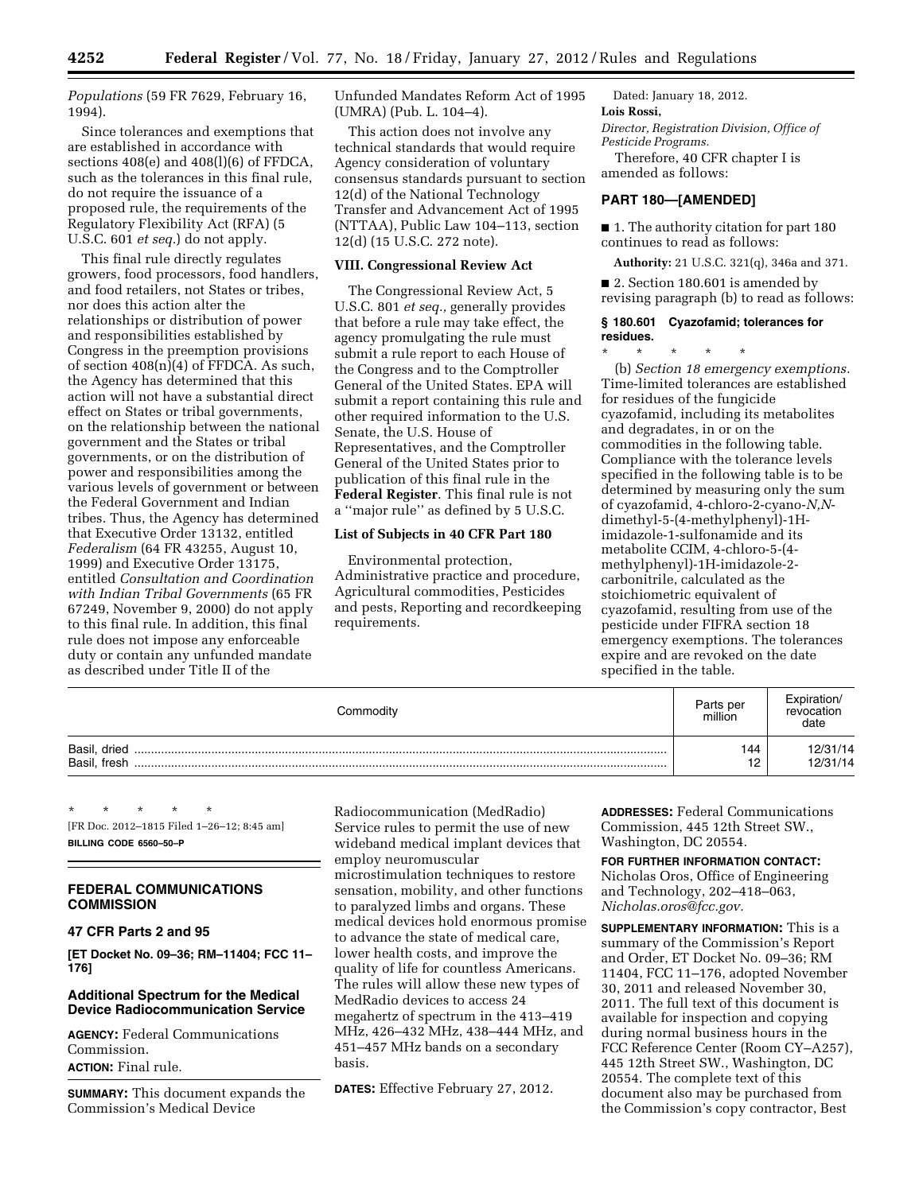*Populations* (59 FR 7629, February 16, 1994).

Since tolerances and exemptions that are established in accordance with sections 408(e) and 408(l)(6) of FFDCA, such as the tolerances in this final rule, do not require the issuance of a proposed rule, the requirements of the Regulatory Flexibility Act (RFA) (5 U.S.C. 601 *et seq.*) do not apply.

This final rule directly regulates growers, food processors, food handlers, and food retailers, not States or tribes, nor does this action alter the relationships or distribution of power and responsibilities established by Congress in the preemption provisions of section 408(n)(4) of FFDCA. As such, the Agency has determined that this action will not have a substantial direct effect on States or tribal governments, on the relationship between the national government and the States or tribal governments, or on the distribution of power and responsibilities among the various levels of government or between the Federal Government and Indian tribes. Thus, the Agency has determined that Executive Order 13132, entitled *Federalism* (64 FR 43255, August 10, 1999) and Executive Order 13175, entitled *Consultation and Coordination with Indian Tribal Governments* (65 FR 67249, November 9, 2000) do not apply to this final rule. In addition, this final rule does not impose any enforceable duty or contain any unfunded mandate as described under Title II of the Unfunded Mandates Reform Act of 1995 (UMRA) (Pub. L. 104–4).

This action does not involve any technical standards that would require Agency consideration of voluntary consensus standards pursuant to section 12(d) of the National Technology Transfer and Advancement Act of 1995 (NTTAA), Public Law 104–113, section 12(d) (15 U.S.C. 272 note).

## VIII. Congressional Review Act

The Congressional Review Act, 5 U.S.C. 801 *et seq.,* generally provides that before a rule may take effect, the agency promulgating the rule must submit a rule report to each House of the Congress and to the Comptroller General of the United States. EPA will submit a report containing this rule and other required information to the U.S. Senate, the U.S. House of Representatives, and the Comptroller General of the United States prior to publication of this final rule in the **Federal Register**. This final rule is not a ''major rule'' as defined by 5 U.S.C.

### List of Subjects in 40 CFR Part 180

Environmental protection, Administrative practice and procedure, Agricultural commodities, Pesticides and pests, Reporting and recordkeeping requirements.

Dated: January 18, 2012.

**Lois Rossi,**

*Director, Registration Division, Office of Pesticide Programs.*

Therefore, 40 CFR chapter I is amended as follows:

## PART 180—[AMENDED]

■ 1. The authority citation for part 180 continues to read as follows:

**Authority:** 21 U.S.C. 321(q), 346a and 371.

■ 2. Section 180.601 is amended by revising paragraph (b) to read as follows:

### § 180.601 Cyazofamid; tolerances for residues.

\* \* \* \* \*

(b) *Section 18 emergency exemptions.* Time-limited tolerances are established for residues of the fungicide cyazofamid, including its metabolites and degradates, in or on the commodities in the following table. Compliance with the tolerance levels specified in the following table is to be determined by measuring only the sum of cyazofamid, 4-chloro-2-cyano-*N,N*-dimethyl-5-(4-methylphenyl)-1H-imidazole-1-sulfonamide and its metabolite CCIM, 4-chloro-5-(4-methylphenyl)-1H-imidazole-2-carbonitrile, calculated as the stoichiometric equivalent of cyazofamid, resulting from use of the pesticide under FIFRA section 18 emergency exemptions. The tolerances expire and are revoked on the date specified in the table.

| Commodity | Parts per million | Expiration/ revocation date |
|---|---|---|
| Basil, dried | 144 | 12/31/14 |
| Basil, fresh | 12 | 12/31/14 |

\* \* \* \* \*

[FR Doc. 2012–1815 Filed 1–26–12; 8:45 am]

**BILLING CODE 6560–50–P**

## FEDERAL COMMUNICATIONS COMMISSION

### 47 CFR Parts 2 and 95

**[ET Docket No. 09–36; RM–11404; FCC 11–176]**

### Additional Spectrum for the Medical Device Radiocommunication Service

**AGENCY:** Federal Communications Commission.

**ACTION:** Final rule.

**SUMMARY:** This document expands the Commission's Medical Device Radiocommunication (MedRadio) Service rules to permit the use of new wideband medical implant devices that employ neuromuscular microstimulation techniques to restore sensation, mobility, and other functions to paralyzed limbs and organs. These medical devices hold enormous promise to advance the state of medical care, lower health costs, and improve the quality of life for countless Americans. The rules will allow these new types of MedRadio devices to access 24 megahertz of spectrum in the 413–419 MHz, 426–432 MHz, 438–444 MHz, and 451–457 MHz bands on a secondary basis.

**DATES:** Effective February 27, 2012.

**ADDRESSES:** Federal Communications Commission, 445 12th Street SW., Washington, DC 20554.

**FOR FURTHER INFORMATION CONTACT:** Nicholas Oros, Office of Engineering and Technology, 202–418–063, *Nicholas.oros@fcc.gov.*

**SUPPLEMENTARY INFORMATION:** This is a summary of the Commission's Report and Order, ET Docket No. 09–36; RM 11404, FCC 11–176, adopted November 30, 2011 and released November 30, 2011. The full text of this document is available for inspection and copying during normal business hours in the FCC Reference Center (Room CY–A257), 445 12th Street SW., Washington, DC 20554. The complete text of this document also may be purchased from the Commission's copy contractor, Best